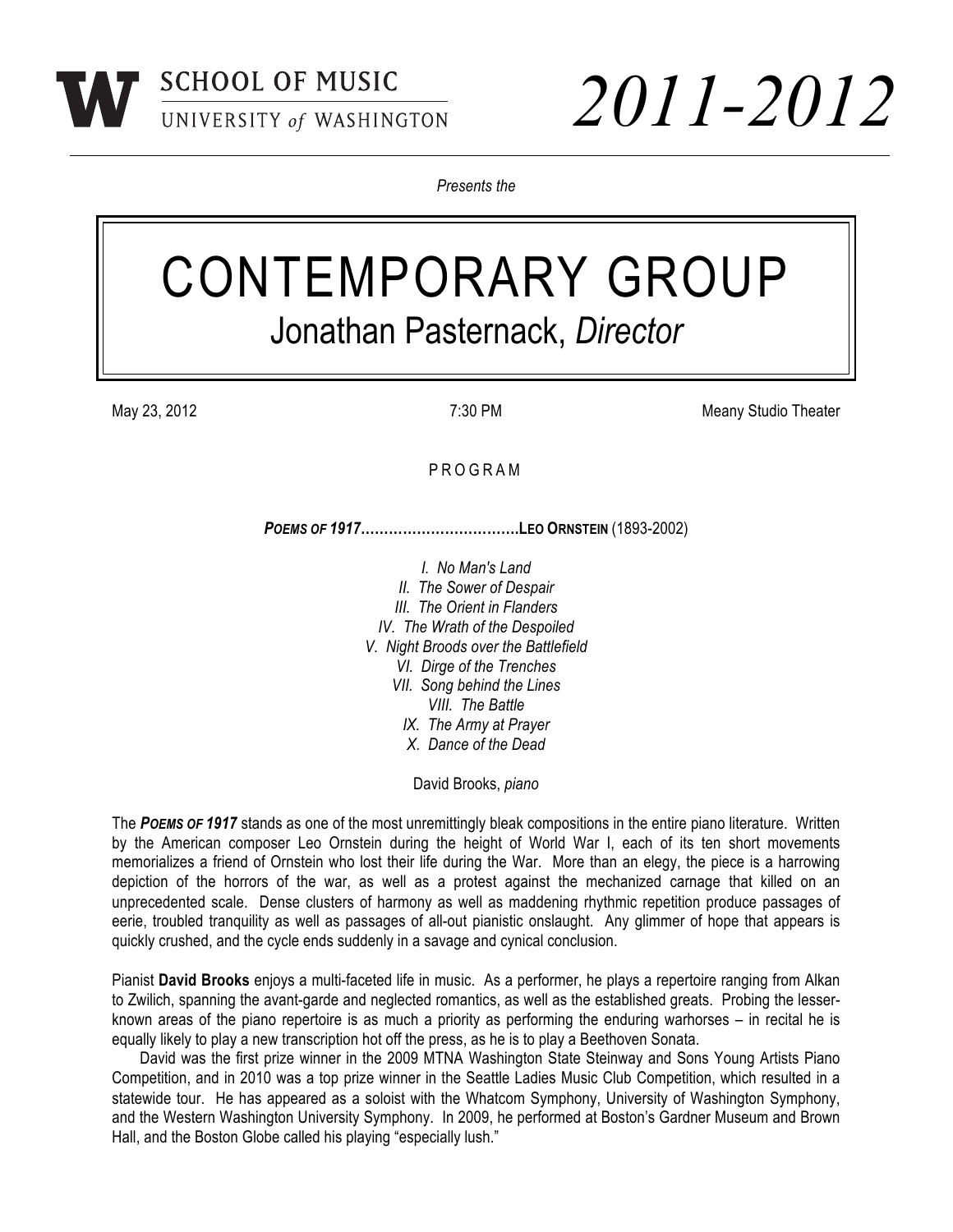**SCHOOL OF MUSIC**
UNIVERSITY *of* WASHINGTON

*2011-2012*

*Presents the*

# CONTEMPORARY GROUP

## Jonathan Pasternack, *Director*

May 23, 2012 | 7:30 PM | Meany Studio Theater

P R O G R A M

***POEMS OF 1917*……………………………LEO ORNSTEIN** (1893-2002)

*I. No Man's Land*
*II. The Sower of Despair*
*III. The Orient in Flanders*
*IV. The Wrath of the Despoiled*
*V. Night Broods over the Battlefield*
*VI. Dirge of the Trenches*
*VII. Song behind the Lines*
*VIII. The Battle*
*IX. The Army at Prayer*
*X. Dance of the Dead*

David Brooks, *piano*

The ***POEMS OF 1917*** stands as one of the most unremittingly bleak compositions in the entire piano literature. Written by the American composer Leo Ornstein during the height of World War I, each of its ten short movements memorializes a friend of Ornstein who lost their life during the War. More than an elegy, the piece is a harrowing depiction of the horrors of the war, as well as a protest against the mechanized carnage that killed on an unprecedented scale. Dense clusters of harmony as well as maddening rhythmic repetition produce passages of eerie, troubled tranquility as well as passages of all-out pianistic onslaught. Any glimmer of hope that appears is quickly crushed, and the cycle ends suddenly in a savage and cynical conclusion.

Pianist **David Brooks** enjoys a multi-faceted life in music. As a performer, he plays a repertoire ranging from Alkan to Zwilich, spanning the avant-garde and neglected romantics, as well as the established greats. Probing the lesser-known areas of the piano repertoire is as much a priority as performing the enduring warhorses – in recital he is equally likely to play a new transcription hot off the press, as he is to play a Beethoven Sonata.

David was the first prize winner in the 2009 MTNA Washington State Steinway and Sons Young Artists Piano Competition, and in 2010 was a top prize winner in the Seattle Ladies Music Club Competition, which resulted in a statewide tour. He has appeared as a soloist with the Whatcom Symphony, University of Washington Symphony, and the Western Washington University Symphony. In 2009, he performed at Boston's Gardner Museum and Brown Hall, and the Boston Globe called his playing "especially lush."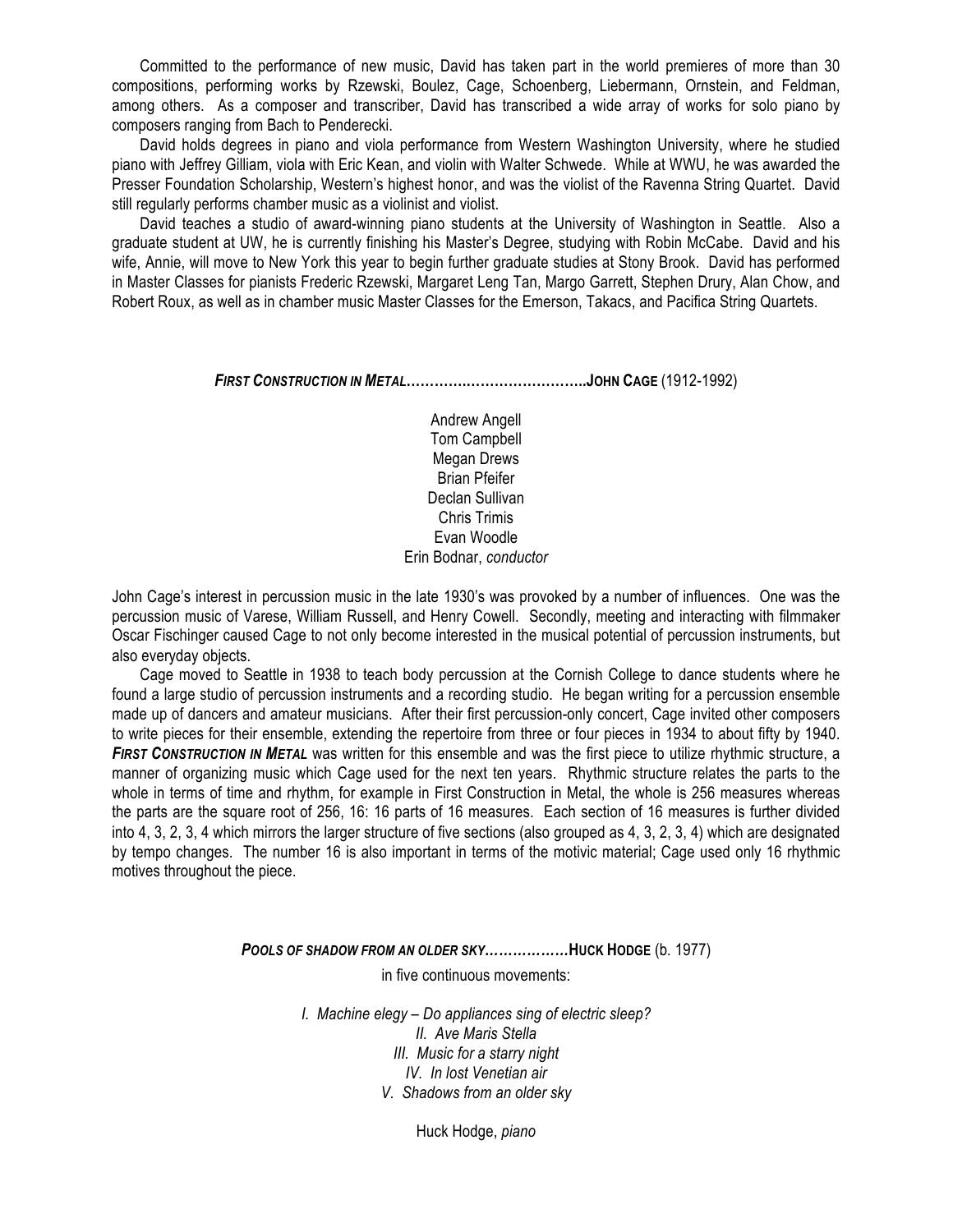Committed to the performance of new music, David has taken part in the world premieres of more than 30 compositions, performing works by Rzewski, Boulez, Cage, Schoenberg, Liebermann, Ornstein, and Feldman, among others. As a composer and transcriber, David has transcribed a wide array of works for solo piano by composers ranging from Bach to Penderecki.

David holds degrees in piano and viola performance from Western Washington University, where he studied piano with Jeffrey Gilliam, viola with Eric Kean, and violin with Walter Schwede. While at WWU, he was awarded the Presser Foundation Scholarship, Western's highest honor, and was the violist of the Ravenna String Quartet. David still regularly performs chamber music as a violinist and violist.

David teaches a studio of award-winning piano students at the University of Washington in Seattle. Also a graduate student at UW, he is currently finishing his Master's Degree, studying with Robin McCabe. David and his wife, Annie, will move to New York this year to begin further graduate studies at Stony Brook. David has performed in Master Classes for pianists Frederic Rzewski, Margaret Leng Tan, Margo Garrett, Stephen Drury, Alan Chow, and Robert Roux, as well as in chamber music Master Classes for the Emerson, Takacs, and Pacifica String Quartets.

***First Construction in Metal*……….……………………..John Cage** (1912-1992)

Andrew Angell
Tom Campbell
Megan Drews
Brian Pfeifer
Declan Sullivan
Chris Trimis
Evan Woodle
Erin Bodnar, *conductor*

John Cage's interest in percussion music in the late 1930's was provoked by a number of influences. One was the percussion music of Varese, William Russell, and Henry Cowell. Secondly, meeting and interacting with filmmaker Oscar Fischinger caused Cage to not only become interested in the musical potential of percussion instruments, but also everyday objects.

Cage moved to Seattle in 1938 to teach body percussion at the Cornish College to dance students where he found a large studio of percussion instruments and a recording studio. He began writing for a percussion ensemble made up of dancers and amateur musicians. After their first percussion-only concert, Cage invited other composers to write pieces for their ensemble, extending the repertoire from three or four pieces in 1934 to about fifty by 1940. ***First Construction in Metal*** was written for this ensemble and was the first piece to utilize rhythmic structure, a manner of organizing music which Cage used for the next ten years. Rhythmic structure relates the parts to the whole in terms of time and rhythm, for example in First Construction in Metal, the whole is 256 measures whereas the parts are the square root of 256, 16: 16 parts of 16 measures. Each section of 16 measures is further divided into 4, 3, 2, 3, 4 which mirrors the larger structure of five sections (also grouped as 4, 3, 2, 3, 4) which are designated by tempo changes. The number 16 is also important in terms of the motivic material; Cage used only 16 rhythmic motives throughout the piece.

***Pools of shadow from an older sky*………………Huck Hodge** (b. 1977)

in five continuous movements:

*I. Machine elegy – Do appliances sing of electric sleep?*
*II. Ave Maris Stella*
*III. Music for a starry night*
*IV. In lost Venetian air*
*V. Shadows from an older sky*

Huck Hodge, *piano*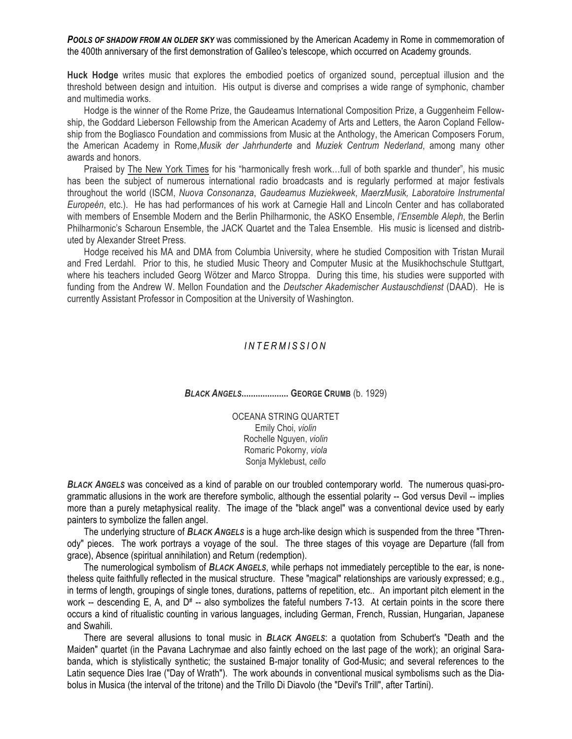***POOLS OF SHADOW FROM AN OLDER SKY*** was commissioned by the American Academy in Rome in commemoration of the 400th anniversary of the first demonstration of Galileo's telescope, which occurred on Academy grounds.

**Huck Hodge** writes music that explores the embodied poetics of organized sound, perceptual illusion and the threshold between design and intuition. His output is diverse and comprises a wide range of symphonic, chamber and multimedia works.

Hodge is the winner of the Rome Prize, the Gaudeamus International Composition Prize, a Guggenheim Fellowship, the Goddard Lieberson Fellowship from the American Academy of Arts and Letters, the Aaron Copland Fellowship from the Bogliasco Foundation and commissions from Music at the Anthology, the American Composers Forum, the American Academy in Rome, *Musik der Jahrhunderte* and *Muziek Centrum Nederland*, among many other awards and honors.

Praised by The New York Times for his "harmonically fresh work…full of both sparkle and thunder", his music has been the subject of numerous international radio broadcasts and is regularly performed at major festivals throughout the world (ISCM, *Nuova Consonanza*, *Gaudeamus Muziekweek*, *MaerzMusik, Laboratoire Instrumental Europeén*, etc.). He has had performances of his work at Carnegie Hall and Lincoln Center and has collaborated with members of Ensemble Modern and the Berlin Philharmonic, the ASKO Ensemble, *l'Ensemble Aleph*, the Berlin Philharmonic's Scharoun Ensemble, the JACK Quartet and the Talea Ensemble. His music is licensed and distributed by Alexander Street Press.

Hodge received his MA and DMA from Columbia University, where he studied Composition with Tristan Murail and Fred Lerdahl. Prior to this, he studied Music Theory and Computer Music at the Musikhochschule Stuttgart, where his teachers included Georg Wötzer and Marco Stroppa. During this time, his studies were supported with funding from the Andrew W. Mellon Foundation and the *Deutscher Akademischer Austauschdienst* (DAAD). He is currently Assistant Professor in Composition at the University of Washington.

*INTERMISSION*

***BLACK ANGELS*................... GEORGE CRUMB** (b. 1929)

OCEANA STRING QUARTET
Emily Choi, *violin*
Rochelle Nguyen, *violin*
Romaric Pokorny, *viola*
Sonja Myklebust, *cello*

***BLACK ANGELS*** was conceived as a kind of parable on our troubled contemporary world. The numerous quasi-programmatic allusions in the work are therefore symbolic, although the essential polarity -- God versus Devil -- implies more than a purely metaphysical reality. The image of the "black angel" was a conventional device used by early painters to symbolize the fallen angel.

The underlying structure of ***BLACK ANGELS*** is a huge arch-like design which is suspended from the three "Threnody" pieces. The work portrays a voyage of the soul. The three stages of this voyage are Departure (fall from grace), Absence (spiritual annihilation) and Return (redemption).

The numerological symbolism of ***BLACK ANGELS***, while perhaps not immediately perceptible to the ear, is nonetheless quite faithfully reflected in the musical structure. These "magical" relationships are variously expressed; e.g., in terms of length, groupings of single tones, durations, patterns of repetition, etc.. An important pitch element in the work -- descending E, A, and D# -- also symbolizes the fateful numbers 7-13. At certain points in the score there occurs a kind of ritualistic counting in various languages, including German, French, Russian, Hungarian, Japanese and Swahili.

There are several allusions to tonal music in ***BLACK ANGELS***: a quotation from Schubert's "Death and the Maiden" quartet (in the Pavana Lachrymae and also faintly echoed on the last page of the work); an original Sarabanda, which is stylistically synthetic; the sustained B-major tonality of God-Music; and several references to the Latin sequence Dies Irae ("Day of Wrath"). The work abounds in conventional musical symbolisms such as the Diabolus in Musica (the interval of the tritone) and the Trillo Di Diavolo (the "Devil's Trill", after Tartini).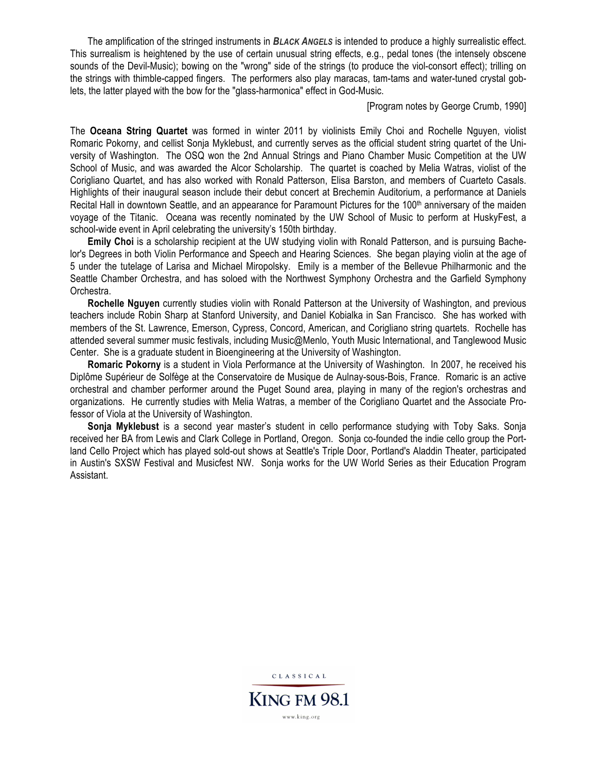The amplification of the stringed instruments in ***Black Angels*** is intended to produce a highly surrealistic effect. This surrealism is heightened by the use of certain unusual string effects, e.g., pedal tones (the intensely obscene sounds of the Devil-Music); bowing on the "wrong" side of the strings (to produce the viol-consort effect); trilling on the strings with thimble-capped fingers. The performers also play maracas, tam-tams and water-tuned crystal goblets, the latter played with the bow for the "glass-harmonica" effect in God-Music.

[Program notes by George Crumb, 1990]

The **Oceana String Quartet** was formed in winter 2011 by violinists Emily Choi and Rochelle Nguyen, violist Romaric Pokorny, and cellist Sonja Myklebust, and currently serves as the official student string quartet of the University of Washington. The OSQ won the 2nd Annual Strings and Piano Chamber Music Competition at the UW School of Music, and was awarded the Alcor Scholarship. The quartet is coached by Melia Watras, violist of the Corigliano Quartet, and has also worked with Ronald Patterson, Elisa Barston, and members of Cuarteto Casals. Highlights of their inaugural season include their debut concert at Brechemin Auditorium, a performance at Daniels Recital Hall in downtown Seattle, and an appearance for Paramount Pictures for the 100th anniversary of the maiden voyage of the Titanic. Oceana was recently nominated by the UW School of Music to perform at HuskyFest, a school-wide event in April celebrating the university's 150th birthday.

**Emily Choi** is a scholarship recipient at the UW studying violin with Ronald Patterson, and is pursuing Bachelor's Degrees in both Violin Performance and Speech and Hearing Sciences. She began playing violin at the age of 5 under the tutelage of Larisa and Michael Miropolsky. Emily is a member of the Bellevue Philharmonic and the Seattle Chamber Orchestra, and has soloed with the Northwest Symphony Orchestra and the Garfield Symphony Orchestra.

**Rochelle Nguyen** currently studies violin with Ronald Patterson at the University of Washington, and previous teachers include Robin Sharp at Stanford University, and Daniel Kobialka in San Francisco. She has worked with members of the St. Lawrence, Emerson, Cypress, Concord, American, and Corigliano string quartets. Rochelle has attended several summer music festivals, including Music@Menlo, Youth Music International, and Tanglewood Music Center. She is a graduate student in Bioengineering at the University of Washington.

**Romaric Pokorny** is a student in Viola Performance at the University of Washington. In 2007, he received his Diplôme Supérieur de Solfège at the Conservatoire de Musique de Aulnay-sous-Bois, France. Romaric is an active orchestral and chamber performer around the Puget Sound area, playing in many of the region's orchestras and organizations. He currently studies with Melia Watras, a member of the Corigliano Quartet and the Associate Professor of Viola at the University of Washington.

**Sonja Myklebust** is a second year master's student in cello performance studying with Toby Saks. Sonja received her BA from Lewis and Clark College in Portland, Oregon. Sonja co-founded the indie cello group the Portland Cello Project which has played sold-out shows at Seattle's Triple Door, Portland's Aladdin Theater, participated in Austin's SXSW Festival and Musicfest NW. Sonja works for the UW World Series as their Education Program Assistant.

CLASSICAL
KING FM 98.1
www.king.org